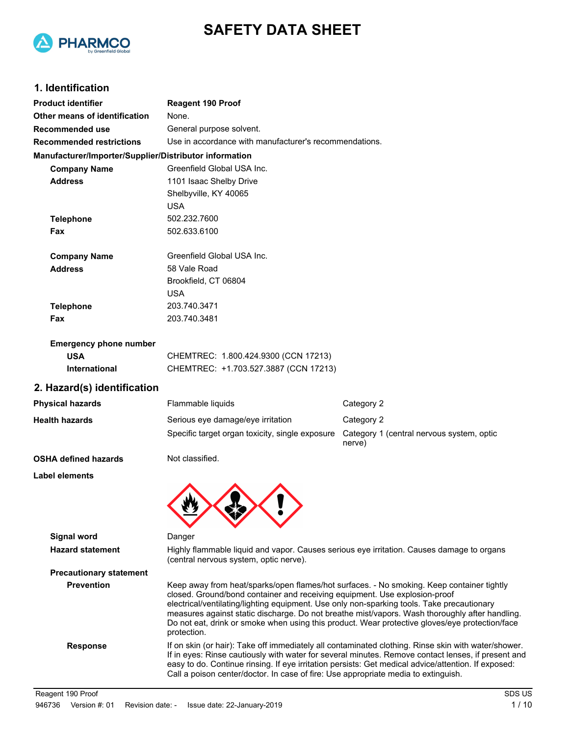# SAFETY DATA SHEET

## 1. Identification

| | |
|---|---|
| **Product identifier** | Reagent 190 Proof |
| **Other means of identification** | None. |
| **Recommended use** | General purpose solvent. |
| **Recommended restrictions** | Use in accordance with manufacturer's recommendations. |

**Manufacturer/Importer/Supplier/Distributor information**

| | |
|---|---|
| **Company Name** | Greenfield Global USA Inc. |
| **Address** | 1101 Isaac Shelby Drive<br>Shelbyville, KY 40065<br>USA |
| **Telephone** | 502.232.7600 |
| **Fax** | 502.633.6100 |

| | |
|---|---|
| **Company Name** | Greenfield Global USA Inc. |
| **Address** | 58 Vale Road<br>Brookfield, CT 06804<br>USA |
| **Telephone** | 203.740.3471 |
| **Fax** | 203.740.3481 |

**Emergency phone number**

| | |
|---|---|
| **USA** | CHEMTREC: 1.800.424.9300 (CCN 17213) |
| **International** | CHEMTREC: +1.703.527.3887 (CCN 17213) |

## 2. Hazard(s) identification

| | | |
|---|---|---|
| **Physical hazards** | Flammable liquids | Category 2 |
| **Health hazards** | Serious eye damage/eye irritation | Category 2 |
| | Specific target organ toxicity, single exposure | Category 1 (central nervous system, optic nerve) |
| **OSHA defined hazards** | Not classified. | |

**Label elements**

**Signal word** Danger

**Hazard statement** Highly flammable liquid and vapor. Causes serious eye irritation. Causes damage to organs (central nervous system, optic nerve).

**Precautionary statement**

**Prevention** Keep away from heat/sparks/open flames/hot surfaces. - No smoking. Keep container tightly closed. Ground/bond container and receiving equipment. Use explosion-proof electrical/ventilating/lighting equipment. Use only non-sparking tools. Take precautionary measures against static discharge. Do not breathe mist/vapors. Wash thoroughly after handling. Do not eat, drink or smoke when using this product. Wear protective gloves/eye protection/face protection.

**Response** If on skin (or hair): Take off immediately all contaminated clothing. Rinse skin with water/shower. If in eyes: Rinse cautiously with water for several minutes. Remove contact lenses, if present and easy to do. Continue rinsing. If eye irritation persists: Get medical advice/attention. If exposed: Call a poison center/doctor. In case of fire: Use appropriate media to extinguish.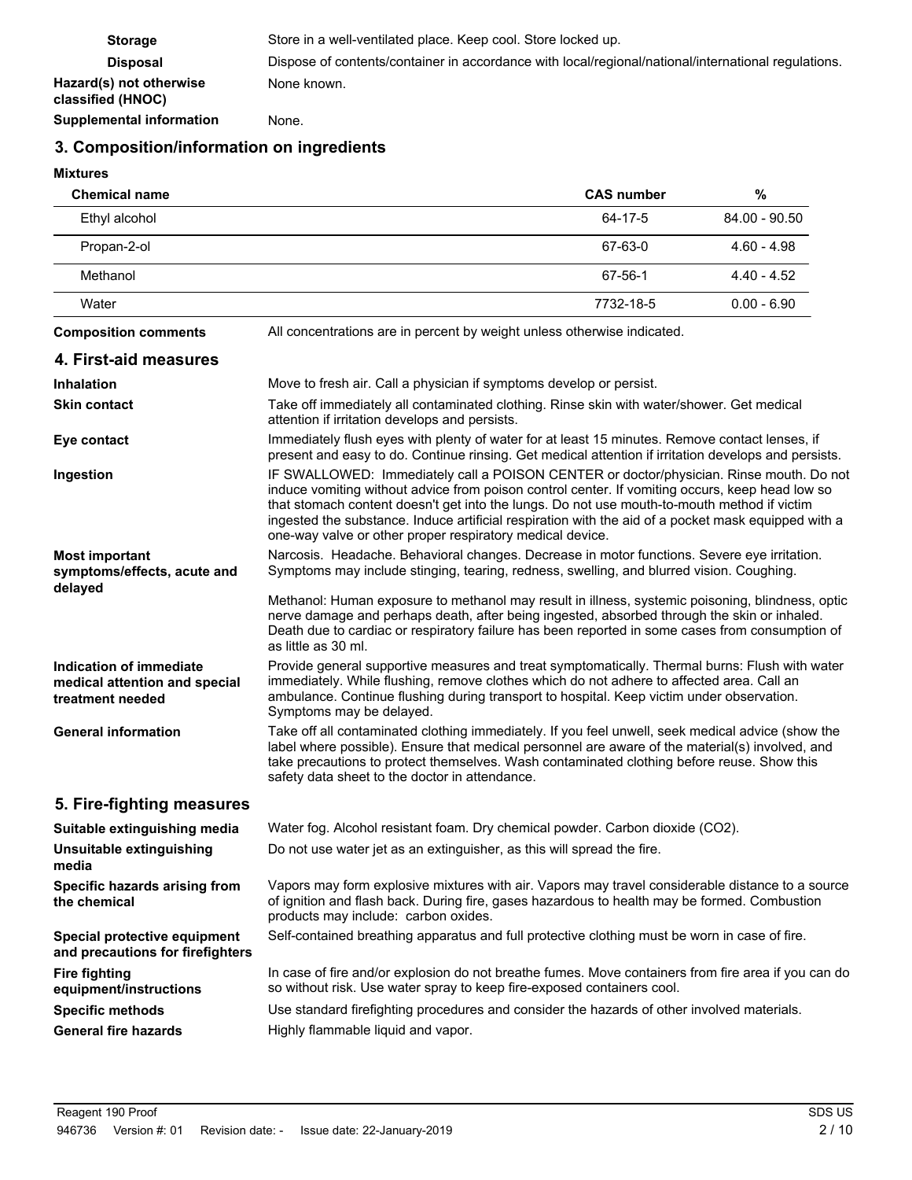**Storage** Store in a well-ventilated place. Keep cool. Store locked up.

**Disposal** Dispose of contents/container in accordance with local/regional/national/international regulations.

**Hazard(s) not otherwise classified (HNOC)** None known.

**Supplemental information** None.

## 3. Composition/information on ingredients

**Mixtures**

| Chemical name | CAS number | % |
|---|---|---|
| Ethyl alcohol | 64-17-5 | 84.00 - 90.50 |
| Propan-2-ol | 67-63-0 | 4.60 - 4.98 |
| Methanol | 67-56-1 | 4.40 - 4.52 |
| Water | 7732-18-5 | 0.00 - 6.90 |

**Composition comments** All concentrations are in percent by weight unless otherwise indicated.

## 4. First-aid measures

**Inhalation** Move to fresh air. Call a physician if symptoms develop or persist.

**Skin contact** Take off immediately all contaminated clothing. Rinse skin with water/shower. Get medical attention if irritation develops and persists.

**Eye contact** Immediately flush eyes with plenty of water for at least 15 minutes. Remove contact lenses, if present and easy to do. Continue rinsing. Get medical attention if irritation develops and persists.

**Ingestion** IF SWALLOWED: Immediately call a POISON CENTER or doctor/physician. Rinse mouth. Do not induce vomiting without advice from poison control center. If vomiting occurs, keep head low so that stomach content doesn't get into the lungs. Do not use mouth-to-mouth method if victim ingested the substance. Induce artificial respiration with the aid of a pocket mask equipped with a one-way valve or other proper respiratory medical device.

**Most important symptoms/effects, acute and delayed** Narcosis. Headache. Behavioral changes. Decrease in motor functions. Severe eye irritation. Symptoms may include stinging, tearing, redness, swelling, and blurred vision. Coughing.

Methanol: Human exposure to methanol may result in illness, systemic poisoning, blindness, optic nerve damage and perhaps death, after being ingested, absorbed through the skin or inhaled. Death due to cardiac or respiratory failure has been reported in some cases from consumption of as little as 30 ml.

**Indication of immediate medical attention and special treatment needed** Provide general supportive measures and treat symptomatically. Thermal burns: Flush with water immediately. While flushing, remove clothes which do not adhere to affected area. Call an ambulance. Continue flushing during transport to hospital. Keep victim under observation. Symptoms may be delayed.

**General information** Take off all contaminated clothing immediately. If you feel unwell, seek medical advice (show the label where possible). Ensure that medical personnel are aware of the material(s) involved, and take precautions to protect themselves. Wash contaminated clothing before reuse. Show this safety data sheet to the doctor in attendance.

## 5. Fire-fighting measures

**Suitable extinguishing media** Water fog. Alcohol resistant foam. Dry chemical powder. Carbon dioxide ($CO_2$).

**Unsuitable extinguishing media** Do not use water jet as an extinguisher, as this will spread the fire.

**Specific hazards arising from the chemical** Vapors may form explosive mixtures with air. Vapors may travel considerable distance to a source of ignition and flash back. During fire, gases hazardous to health may be formed. Combustion products may include: carbon oxides.

**Special protective equipment and precautions for firefighters** Self-contained breathing apparatus and full protective clothing must be worn in case of fire.

**Fire fighting equipment/instructions** In case of fire and/or explosion do not breathe fumes. Move containers from fire area if you can do so without risk. Use water spray to keep fire-exposed containers cool.

**Specific methods** Use standard firefighting procedures and consider the hazards of other involved materials.

**General fire hazards** Highly flammable liquid and vapor.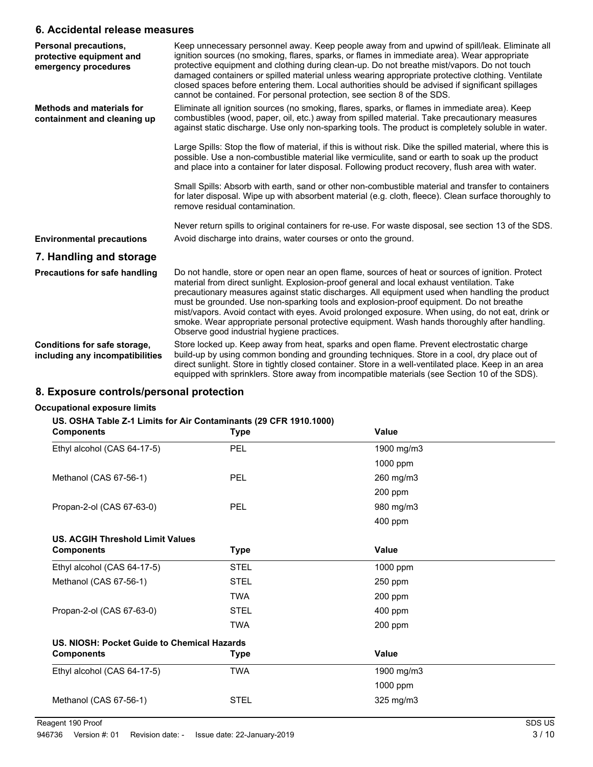## 6. Accidental release measures

**Personal precautions, protective equipment and emergency procedures**

Keep unnecessary personnel away. Keep people away from and upwind of spill/leak. Eliminate all ignition sources (no smoking, flares, sparks, or flames in immediate area). Wear appropriate protective equipment and clothing during clean-up. Do not breathe mist/vapors. Do not touch damaged containers or spilled material unless wearing appropriate protective clothing. Ventilate closed spaces before entering them. Local authorities should be advised if significant spillages cannot be contained. For personal protection, see section 8 of the SDS.

**Methods and materials for containment and cleaning up**

Eliminate all ignition sources (no smoking, flares, sparks, or flames in immediate area). Keep combustibles (wood, paper, oil, etc.) away from spilled material. Take precautionary measures against static discharge. Use only non-sparking tools. The product is completely soluble in water.

Large Spills: Stop the flow of material, if this is without risk. Dike the spilled material, where this is possible. Use a non-combustible material like vermiculite, sand or earth to soak up the product and place into a container for later disposal. Following product recovery, flush area with water.

Small Spills: Absorb with earth, sand or other non-combustible material and transfer to containers for later disposal. Wipe up with absorbent material (e.g. cloth, fleece). Clean surface thoroughly to remove residual contamination.

Never return spills to original containers for re-use. For waste disposal, see section 13 of the SDS.

**Environmental precautions**

Avoid discharge into drains, water courses or onto the ground.

## 7. Handling and storage

**Precautions for safe handling**

Do not handle, store or open near an open flame, sources of heat or sources of ignition. Protect material from direct sunlight. Explosion-proof general and local exhaust ventilation. Take precautionary measures against static discharges. All equipment used when handling the product must be grounded. Use non-sparking tools and explosion-proof equipment. Do not breathe mist/vapors. Avoid contact with eyes. Avoid prolonged exposure. When using, do not eat, drink or smoke. Wear appropriate personal protective equipment. Wash hands thoroughly after handling. Observe good industrial hygiene practices.

**Conditions for safe storage, including any incompatibilities**

Store locked up. Keep away from heat, sparks and open flame. Prevent electrostatic charge build-up by using common bonding and grounding techniques. Store in a cool, dry place out of direct sunlight. Store in tightly closed container. Store in a well-ventilated place. Keep in an area equipped with sprinklers. Store away from incompatible materials (see Section 10 of the SDS).

## 8. Exposure controls/personal protection

### Occupational exposure limits

**US. OSHA Table Z-1 Limits for Air Contaminants (29 CFR 1910.1000)**

| Components | Type | Value |
|---|---|---|
| Ethyl alcohol (CAS 64-17-5) | PEL | 1900 mg/m3 |
| | | 1000 ppm |
| Methanol (CAS 67-56-1) | PEL | 260 mg/m3 |
| | | 200 ppm |
| Propan-2-ol (CAS 67-63-0) | PEL | 980 mg/m3 |
| | | 400 ppm |

**US. ACGIH Threshold Limit Values**

| Components | Type | Value |
|---|---|---|
| Ethyl alcohol (CAS 64-17-5) | STEL | 1000 ppm |
| Methanol (CAS 67-56-1) | STEL | 250 ppm |
| | TWA | 200 ppm |
| Propan-2-ol (CAS 67-63-0) | STEL | 400 ppm |
| | TWA | 200 ppm |

**US. NIOSH: Pocket Guide to Chemical Hazards**

| Components | Type | Value |
|---|---|---|
| Ethyl alcohol (CAS 64-17-5) | TWA | 1900 mg/m3 |
| | | 1000 ppm |
| Methanol (CAS 67-56-1) | STEL | 325 mg/m3 |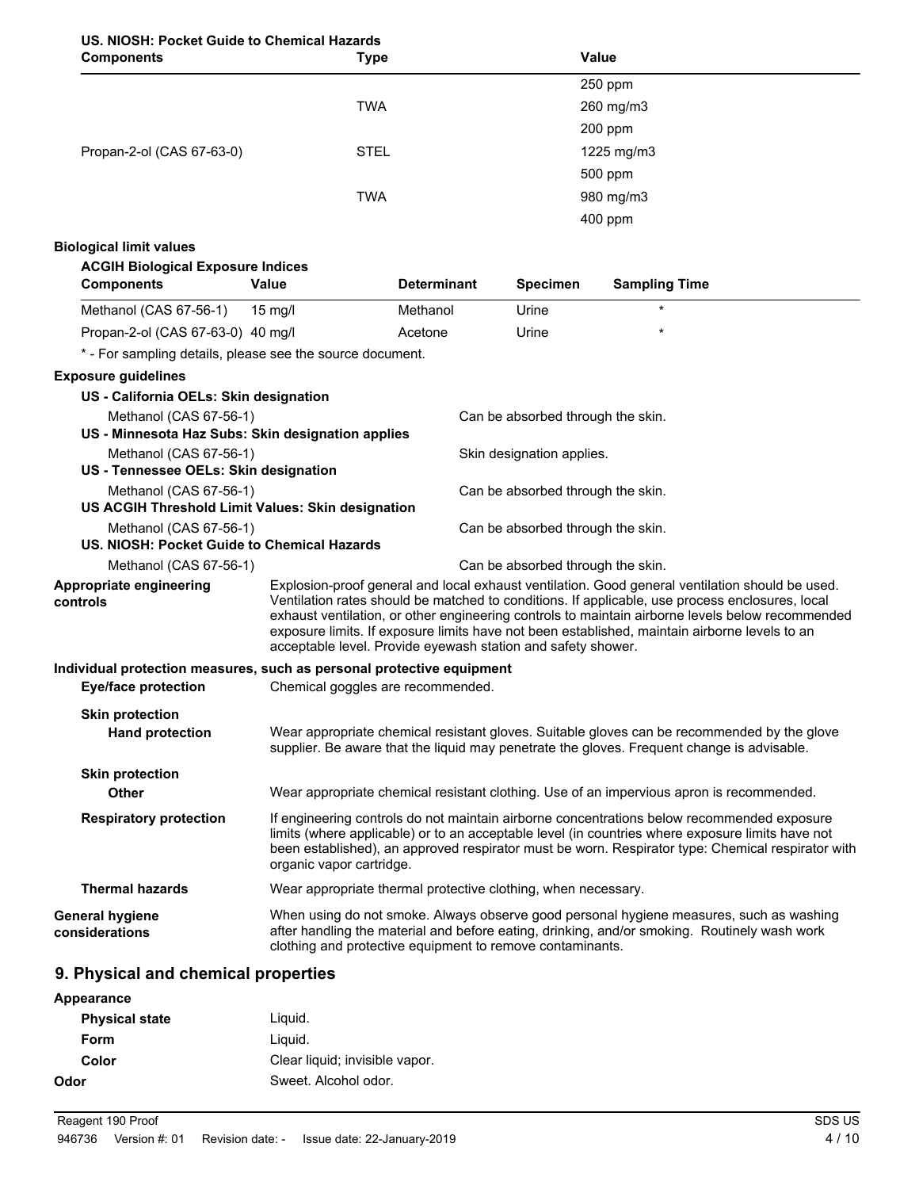**US. NIOSH: Pocket Guide to Chemical Hazards**

| Components | Type | Value |
|---|---|---|
| | | 250 ppm |
| | TWA | 260 mg/m3 |
| | | 200 ppm |
| Propan-2-ol (CAS 67-63-0) | STEL | 1225 mg/m3 |
| | | 500 ppm |
| | TWA | 980 mg/m3 |
| | | 400 ppm |

**Biological limit values**

**ACGIH Biological Exposure Indices**

| Components | Value | Determinant | Specimen | Sampling Time |
|---|---|---|---|---|
| Methanol (CAS 67-56-1) | 15 mg/l | Methanol | Urine | * |
| Propan-2-ol (CAS 67-63-0) | 40 mg/l | Acetone | Urine | * |

* - For sampling details, please see the source document.

**Exposure guidelines**

**US - California OELs: Skin designation**

Methanol (CAS 67-56-1) — Can be absorbed through the skin.

**US - Minnesota Haz Subs: Skin designation applies**

Methanol (CAS 67-56-1) — Skin designation applies.

**US - Tennessee OELs: Skin designation**

Methanol (CAS 67-56-1) — Can be absorbed through the skin.

**US ACGIH Threshold Limit Values: Skin designation**

Methanol (CAS 67-56-1) — Can be absorbed through the skin.

**US. NIOSH: Pocket Guide to Chemical Hazards**

Methanol (CAS 67-56-1) — Can be absorbed through the skin.

**Appropriate engineering controls**

Explosion-proof general and local exhaust ventilation. Good general ventilation should be used. Ventilation rates should be matched to conditions. If applicable, use process enclosures, local exhaust ventilation, or other engineering controls to maintain airborne levels below recommended exposure limits. If exposure limits have not been established, maintain airborne levels to an acceptable level. Provide eyewash station and safety shower.

**Individual protection measures, such as personal protective equipment**

**Eye/face protection**

Chemical goggles are recommended.

**Skin protection**

**Hand protection**

Wear appropriate chemical resistant gloves. Suitable gloves can be recommended by the glove supplier. Be aware that the liquid may penetrate the gloves. Frequent change is advisable.

**Skin protection**

**Other**

Wear appropriate chemical resistant clothing. Use of an impervious apron is recommended.

**Respiratory protection**

If engineering controls do not maintain airborne concentrations below recommended exposure limits (where applicable) or to an acceptable level (in countries where exposure limits have not been established), an approved respirator must be worn. Respirator type: Chemical respirator with organic vapor cartridge.

**Thermal hazards**

Wear appropriate thermal protective clothing, when necessary.

**General hygiene considerations**

When using do not smoke. Always observe good personal hygiene measures, such as washing after handling the material and before eating, drinking, and/or smoking. Routinely wash work clothing and protective equipment to remove contaminants.

## 9. Physical and chemical properties

**Appearance**

**Physical state** Liquid.

**Form** Liquid.

**Color** Clear liquid; invisible vapor.

**Odor** Sweet. Alcohol odor.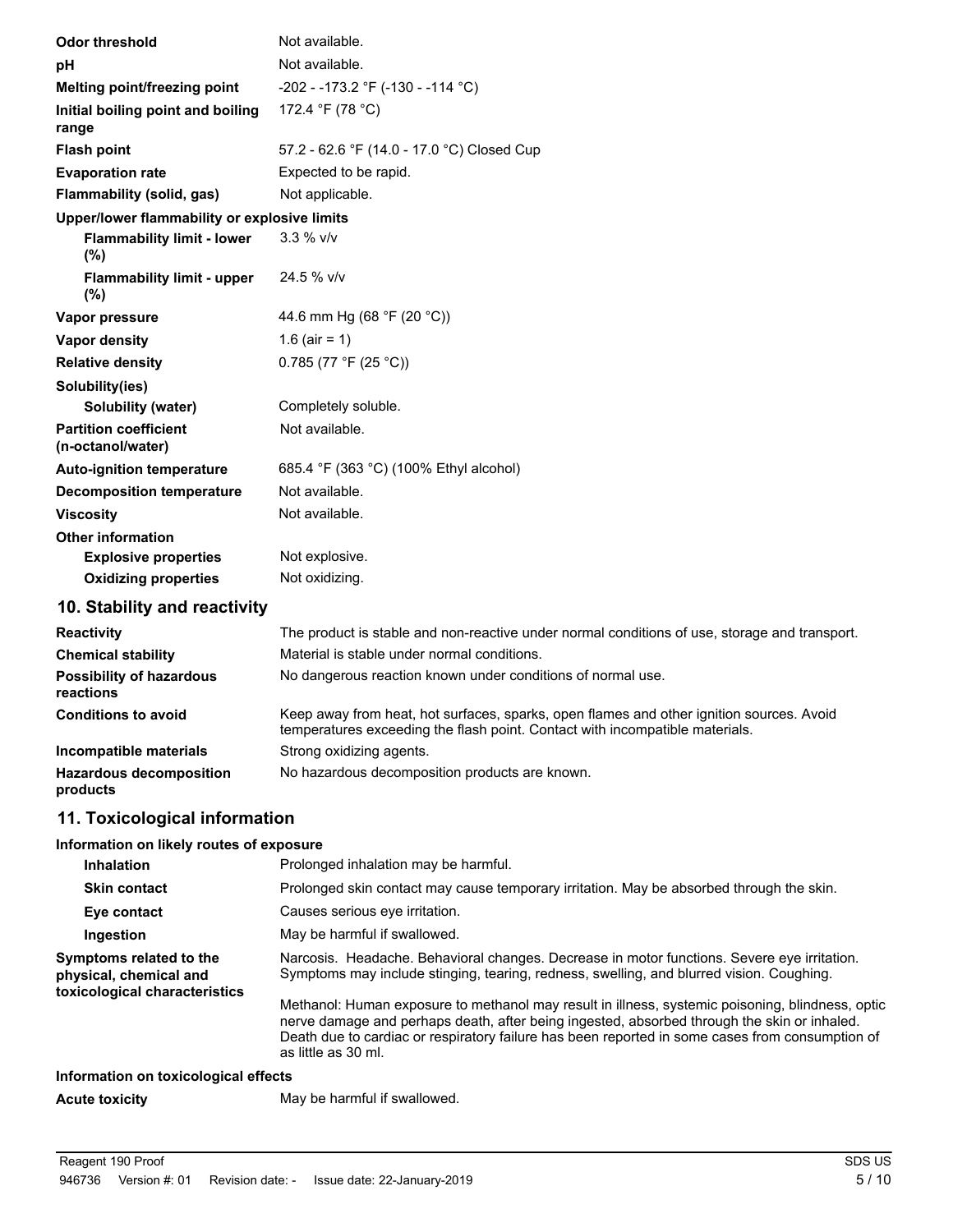| | |
|---|---|
| **Odor threshold** | Not available. |
| **pH** | Not available. |
| **Melting point/freezing point** | -202 - -173.2 °F (-130 - -114 °C) |
| **Initial boiling point and boiling range** | 172.4 °F (78 °C) |
| **Flash point** | 57.2 - 62.6 °F (14.0 - 17.0 °C) Closed Cup |
| **Evaporation rate** | Expected to be rapid. |
| **Flammability (solid, gas)** | Not applicable. |
| **Upper/lower flammability or explosive limits** | |
| **Flammability limit - lower (%)** | 3.3 % v/v |
| **Flammability limit - upper (%)** | 24.5 % v/v |
| **Vapor pressure** | 44.6 mm Hg (68 °F (20 °C)) |
| **Vapor density** | 1.6 (air = 1) |
| **Relative density** | 0.785 (77 °F (25 °C)) |
| **Solubility(ies)** | |
| **Solubility (water)** | Completely soluble. |
| **Partition coefficient (n-octanol/water)** | Not available. |
| **Auto-ignition temperature** | 685.4 °F (363 °C) (100% Ethyl alcohol) |
| **Decomposition temperature** | Not available. |
| **Viscosity** | Not available. |
| **Other information** | |
| **Explosive properties** | Not explosive. |
| **Oxidizing properties** | Not oxidizing. |

## 10. Stability and reactivity

| | |
|---|---|
| **Reactivity** | The product is stable and non-reactive under normal conditions of use, storage and transport. |
| **Chemical stability** | Material is stable under normal conditions. |
| **Possibility of hazardous reactions** | No dangerous reaction known under conditions of normal use. |
| **Conditions to avoid** | Keep away from heat, hot surfaces, sparks, open flames and other ignition sources. Avoid temperatures exceeding the flash point. Contact with incompatible materials. |
| **Incompatible materials** | Strong oxidizing agents. |
| **Hazardous decomposition products** | No hazardous decomposition products are known. |

## 11. Toxicological information

**Information on likely routes of exposure**

| | |
|---|---|
| **Inhalation** | Prolonged inhalation may be harmful. |
| **Skin contact** | Prolonged skin contact may cause temporary irritation. May be absorbed through the skin. |
| **Eye contact** | Causes serious eye irritation. |
| **Ingestion** | May be harmful if swallowed. |
| **Symptoms related to the physical, chemical and toxicological characteristics** | Narcosis. Headache. Behavioral changes. Decrease in motor functions. Severe eye irritation. Symptoms may include stinging, tearing, redness, swelling, and blurred vision. Coughing. <br><br> Methanol: Human exposure to methanol may result in illness, systemic poisoning, blindness, optic nerve damage and perhaps death, after being ingested, absorbed through the skin or inhaled. Death due to cardiac or respiratory failure has been reported in some cases from consumption of as little as 30 ml. |

**Information on toxicological effects**

| | |
|---|---|
| **Acute toxicity** | May be harmful if swallowed. |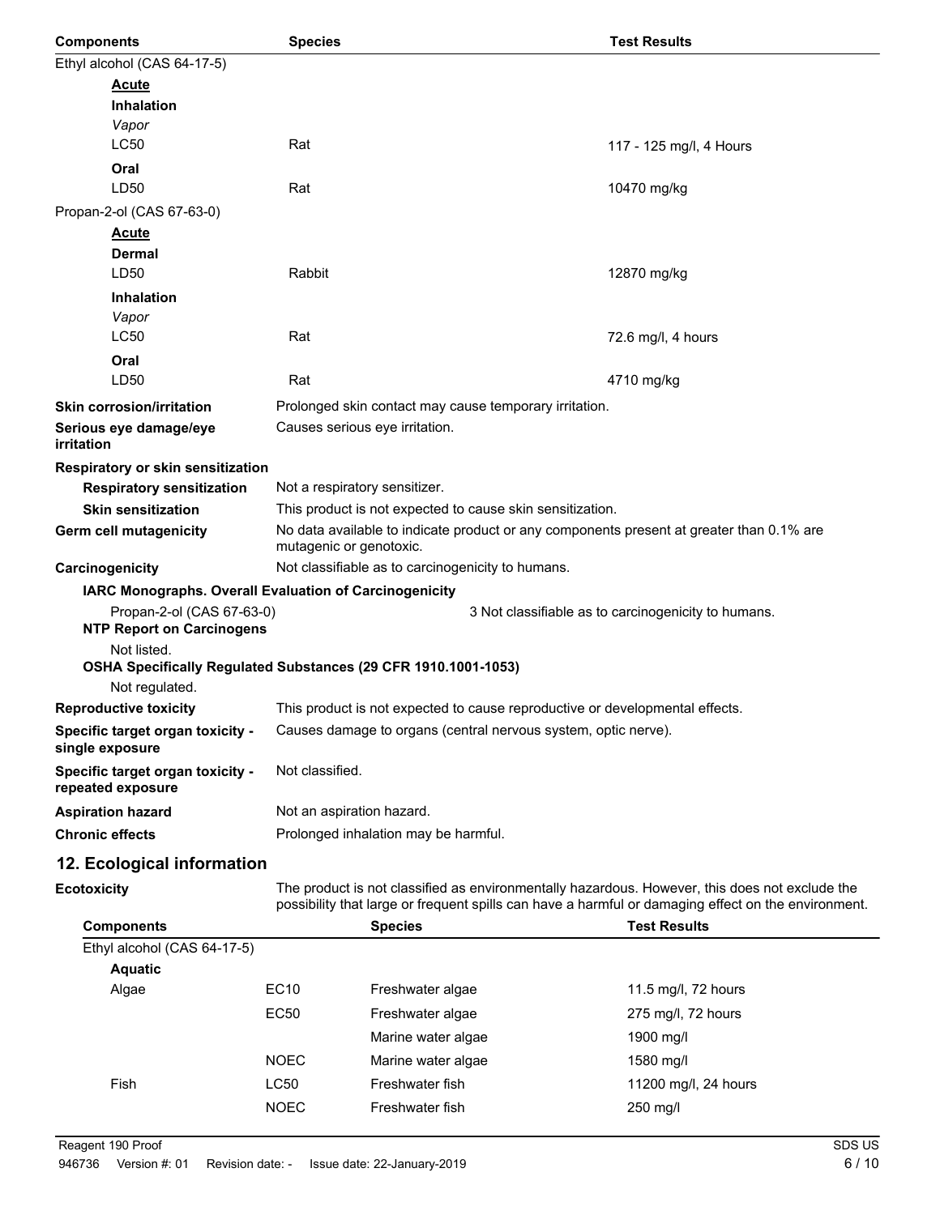| Components | Species | Test Results |
|---|---|---|
| Ethyl alcohol (CAS 64-17-5) | | |
| **Acute** | | |
| **Inhalation** | | |
| *Vapor* | | |
| LC50 | Rat | 117 - 125 mg/l, 4 Hours |
| **Oral** | | |
| LD50 | Rat | 10470 mg/kg |
| Propan-2-ol (CAS 67-63-0) | | |
| **Acute** | | |
| **Dermal** | | |
| LD50 | Rabbit | 12870 mg/kg |
| **Inhalation** | | |
| *Vapor* | | |
| LC50 | Rat | 72.6 mg/l, 4 hours |
| **Oral** | | |
| LD50 | Rat | 4710 mg/kg |

**Skin corrosion/irritation** Prolonged skin contact may cause temporary irritation.

**Serious eye damage/eye irritation** Causes serious eye irritation.

**Respiratory or skin sensitization**

**Respiratory sensitization** Not a respiratory sensitizer.

**Skin sensitization** This product is not expected to cause skin sensitization.

**Germ cell mutagenicity** No data available to indicate product or any components present at greater than 0.1% are mutagenic or genotoxic.

**Carcinogenicity** Not classifiable as to carcinogenicity to humans.

**IARC Monographs. Overall Evaluation of Carcinogenicity**

Propan-2-ol (CAS 67-63-0) 3 Not classifiable as to carcinogenicity to humans.

**NTP Report on Carcinogens**

Not listed.

**OSHA Specifically Regulated Substances (29 CFR 1910.1001-1053)**

Not regulated.

**Reproductive toxicity** This product is not expected to cause reproductive or developmental effects.

**Specific target organ toxicity - single exposure** Causes damage to organs (central nervous system, optic nerve).

**Specific target organ toxicity - repeated exposure** Not classified.

**Aspiration hazard** Not an aspiration hazard.

**Chronic effects** Prolonged inhalation may be harmful.

## 12. Ecological information

**Ecotoxicity** The product is not classified as environmentally hazardous. However, this does not exclude the possibility that large or frequent spills can have a harmful or damaging effect on the environment.

| Components | | Species | Test Results |
|---|---|---|---|
| Ethyl alcohol (CAS 64-17-5) | | | |
| **Aquatic** | | | |
| Algae | EC10 | Freshwater algae | 11.5 mg/l, 72 hours |
| | EC50 | Freshwater algae | 275 mg/l, 72 hours |
| | | Marine water algae | 1900 mg/l |
| | NOEC | Marine water algae | 1580 mg/l |
| Fish | LC50 | Freshwater fish | 11200 mg/l, 24 hours |
| | NOEC | Freshwater fish | 250 mg/l |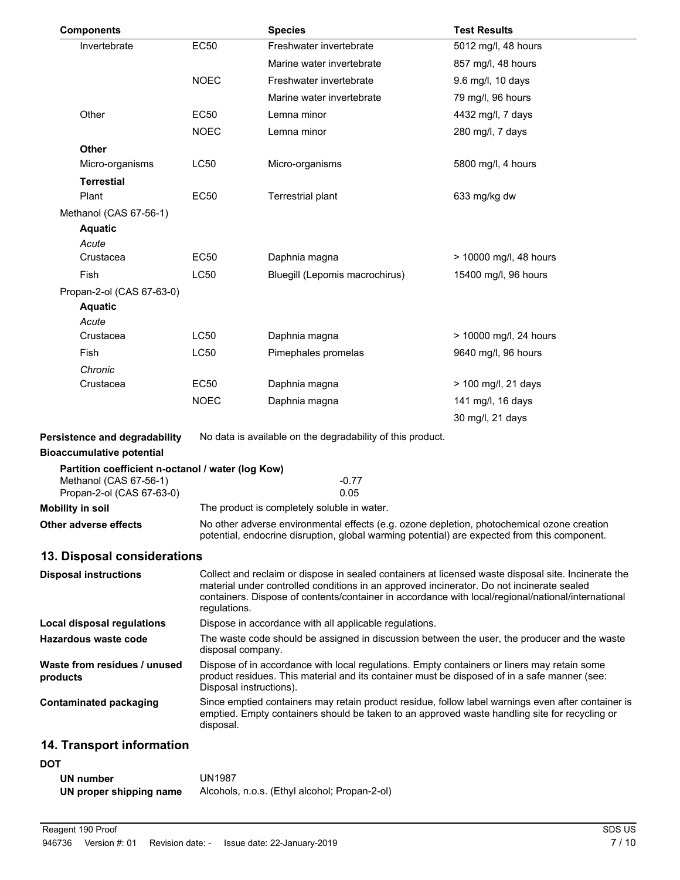| Components | | Species | Test Results |
|---|---|---|---|
| Invertebrate | EC50 | Freshwater invertebrate | 5012 mg/l, 48 hours |
| | | Marine water invertebrate | 857 mg/l, 48 hours |
| | NOEC | Freshwater invertebrate | 9.6 mg/l, 10 days |
| | | Marine water invertebrate | 79 mg/l, 96 hours |
| Other | EC50 | Lemna minor | 4432 mg/l, 7 days |
| | NOEC | Lemna minor | 280 mg/l, 7 days |
| **Other** | | | |
| Micro-organisms | LC50 | Micro-organisms | 5800 mg/l, 4 hours |
| **Terrestial** | | | |
| Plant | EC50 | Terrestrial plant | 633 mg/kg dw |
| Methanol (CAS 67-56-1) | | | |
| **Aquatic** | | | |
| *Acute* | | | |
| Crustacea | EC50 | Daphnia magna | > 10000 mg/l, 48 hours |
| Fish | LC50 | Bluegill (Lepomis macrochirus) | 15400 mg/l, 96 hours |
| Propan-2-ol (CAS 67-63-0) | | | |
| **Aquatic** | | | |
| *Acute* | | | |
| Crustacea | LC50 | Daphnia magna | > 10000 mg/l, 24 hours |
| Fish | LC50 | Pimephales promelas | 9640 mg/l, 96 hours |
| *Chronic* | | | |
| Crustacea | EC50 | Daphnia magna | > 100 mg/l, 21 days |
| | NOEC | Daphnia magna | 141 mg/l, 16 days |
| | | | 30 mg/l, 21 days |

**Persistence and degradability** No data is available on the degradability of this product.

**Bioaccumulative potential**

**Partition coefficient n-octanol / water (log Kow)**

| | |
|---|---|
| Methanol (CAS 67-56-1) | -0.77 |
| Propan-2-ol (CAS 67-63-0) | 0.05 |

**Mobility in soil** The product is completely soluble in water.

**Other adverse effects** No other adverse environmental effects (e.g. ozone depletion, photochemical ozone creation potential, endocrine disruption, global warming potential) are expected from this component.

## 13. Disposal considerations

**Disposal instructions** Collect and reclaim or dispose in sealed containers at licensed waste disposal site. Incinerate the material under controlled conditions in an approved incinerator. Do not incinerate sealed containers. Dispose of contents/container in accordance with local/regional/national/international regulations.

**Local disposal regulations** Dispose in accordance with all applicable regulations.

**Hazardous waste code** The waste code should be assigned in discussion between the user, the producer and the waste disposal company.

**Waste from residues / unused products** Dispose of in accordance with local regulations. Empty containers or liners may retain some product residues. This material and its container must be disposed of in a safe manner (see: Disposal instructions).

**Contaminated packaging** Since emptied containers may retain product residue, follow label warnings even after container is emptied. Empty containers should be taken to an approved waste handling site for recycling or disposal.

## 14. Transport information

**DOT**

**UN number** UN1987

**UN proper shipping name** Alcohols, n.o.s. (Ethyl alcohol; Propan-2-ol)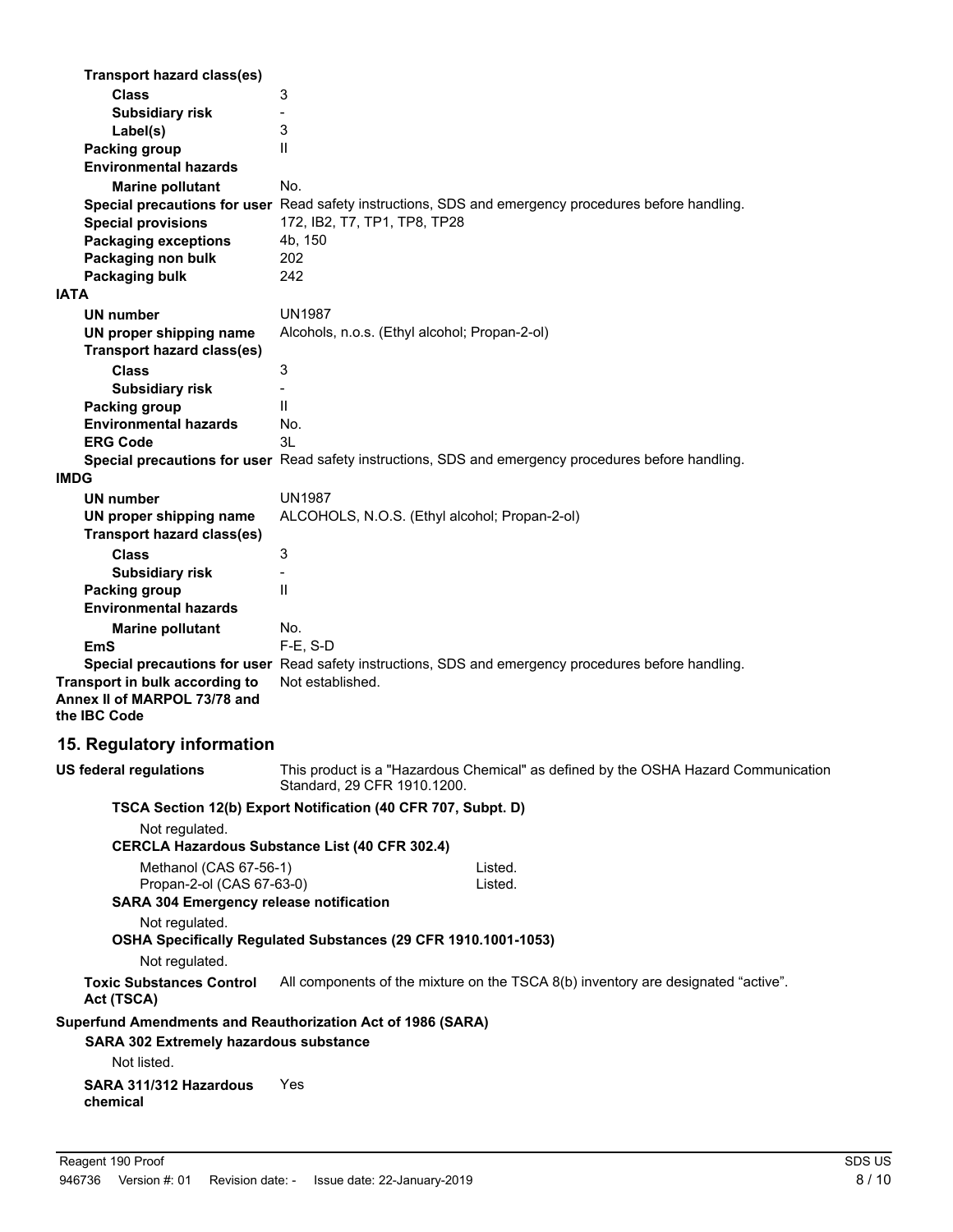**Transport hazard class(es)**

| | |
|---|---|
| **Class** | 3 |
| **Subsidiary risk** | - |
| **Label(s)** | 3 |
| **Packing group** | II |
| **Environmental hazards** | |
| **Marine pollutant** | No. |
| **Special precautions for user** | Read safety instructions, SDS and emergency procedures before handling. |
| **Special provisions** | 172, IB2, T7, TP1, TP8, TP28 |
| **Packaging exceptions** | 4b, 150 |
| **Packaging non bulk** | 202 |
| **Packaging bulk** | 242 |

**IATA**

| | |
|---|---|
| **UN number** | UN1987 |
| **UN proper shipping name** | Alcohols, n.o.s. (Ethyl alcohol; Propan-2-ol) |
| **Transport hazard class(es)** | |
| **Class** | 3 |
| **Subsidiary risk** | - |
| **Packing group** | II |
| **Environmental hazards** | No. |
| **ERG Code** | 3L |
| **Special precautions for user** | Read safety instructions, SDS and emergency procedures before handling. |

**IMDG**

| | |
|---|---|
| **UN number** | UN1987 |
| **UN proper shipping name** | ALCOHOLS, N.O.S. (Ethyl alcohol; Propan-2-ol) |
| **Transport hazard class(es)** | |
| **Class** | 3 |
| **Subsidiary risk** | - |
| **Packing group** | II |
| **Environmental hazards** | |
| **Marine pollutant** | No. |
| **EmS** | F-E, S-D |
| **Special precautions for user** | Read safety instructions, SDS and emergency procedures before handling. |

**Transport in bulk according to Annex II of MARPOL 73/78 and the IBC Code**: Not established.

## 15. Regulatory information

**US federal regulations**: This product is a "Hazardous Chemical" as defined by the OSHA Hazard Communication Standard, 29 CFR 1910.1200.

**TSCA Section 12(b) Export Notification (40 CFR 707, Subpt. D)**

Not regulated.

**CERCLA Hazardous Substance List (40 CFR 302.4)**

| | |
|---|---|
| Methanol (CAS 67-56-1) | Listed. |
| Propan-2-ol (CAS 67-63-0) | Listed. |

**SARA 304 Emergency release notification**

Not regulated.

**OSHA Specifically Regulated Substances (29 CFR 1910.1001-1053)**

Not regulated.

**Toxic Substances Control Act (TSCA)**: All components of the mixture on the TSCA 8(b) inventory are designated "active".

**Superfund Amendments and Reauthorization Act of 1986 (SARA)**

**SARA 302 Extremely hazardous substance**

Not listed.

**SARA 311/312 Hazardous chemical**: Yes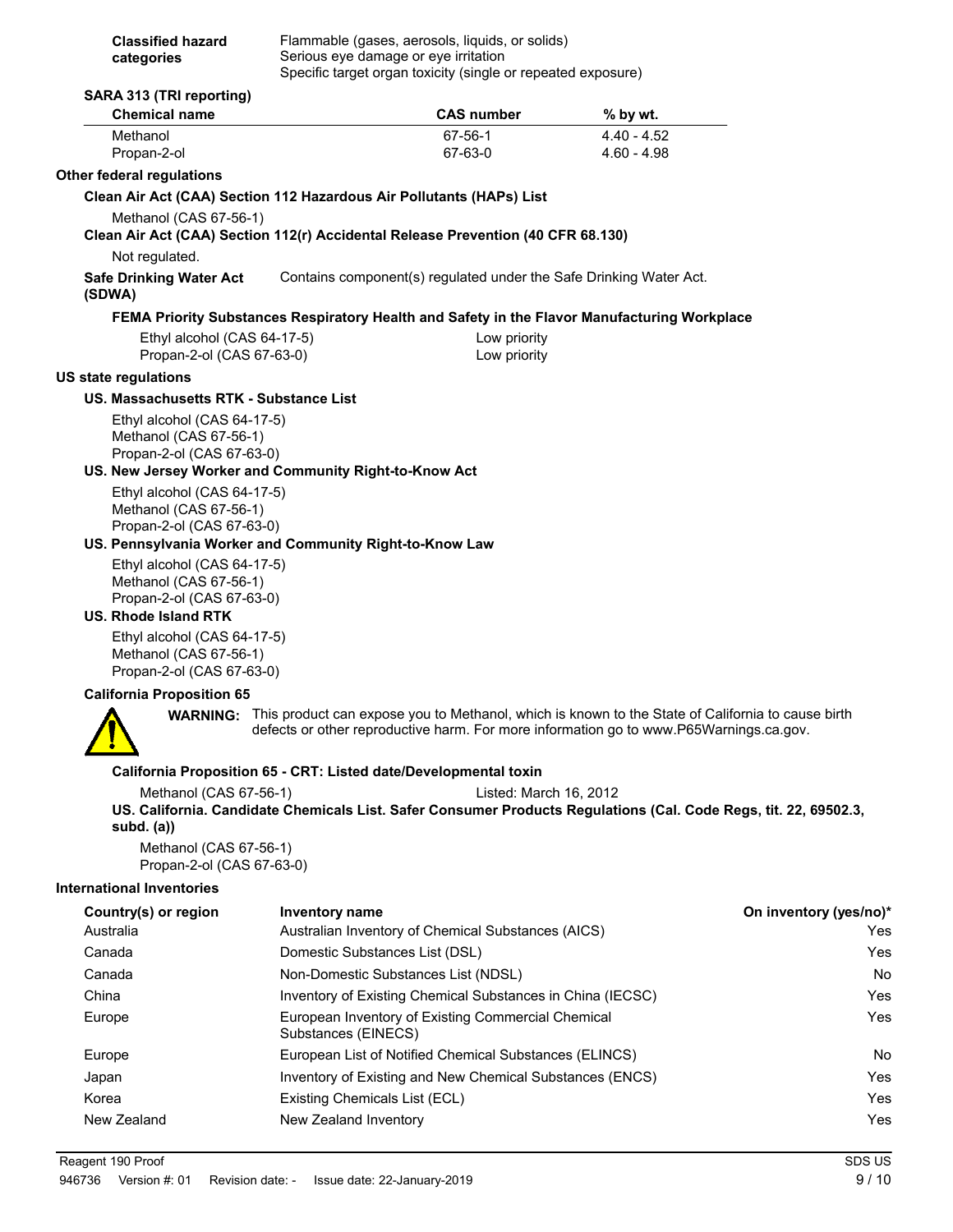**Classified hazard categories** Flammable (gases, aerosols, liquids, or solids)
Serious eye damage or eye irritation
Specific target organ toxicity (single or repeated exposure)

**SARA 313 (TRI reporting)**

| Chemical name | CAS number | % by wt. |
|---|---|---|
| Methanol | 67-56-1 | 4.40 - 4.52 |
| Propan-2-ol | 67-63-0 | 4.60 - 4.98 |

**Other federal regulations**

**Clean Air Act (CAA) Section 112 Hazardous Air Pollutants (HAPs) List**

Methanol (CAS 67-56-1)

**Clean Air Act (CAA) Section 112(r) Accidental Release Prevention (40 CFR 68.130)**

Not regulated.

**Safe Drinking Water Act (SDWA)** Contains component(s) regulated under the Safe Drinking Water Act.

**FEMA Priority Substances Respiratory Health and Safety in the Flavor Manufacturing Workplace**

| | |
|---|---|
| Ethyl alcohol (CAS 64-17-5) | Low priority |
| Propan-2-ol (CAS 67-63-0) | Low priority |

**US state regulations**

**US. Massachusetts RTK - Substance List**

Ethyl alcohol (CAS 64-17-5)
Methanol (CAS 67-56-1)
Propan-2-ol (CAS 67-63-0)

**US. New Jersey Worker and Community Right-to-Know Act**

Ethyl alcohol (CAS 64-17-5)
Methanol (CAS 67-56-1)
Propan-2-ol (CAS 67-63-0)

**US. Pennsylvania Worker and Community Right-to-Know Law**

Ethyl alcohol (CAS 64-17-5)
Methanol (CAS 67-56-1)
Propan-2-ol (CAS 67-63-0)

**US. Rhode Island RTK**

Ethyl alcohol (CAS 64-17-5)
Methanol (CAS 67-56-1)
Propan-2-ol (CAS 67-63-0)

**California Proposition 65**

**WARNING:** This product can expose you to Methanol, which is known to the State of California to cause birth defects or other reproductive harm. For more information go to www.P65Warnings.ca.gov.

**California Proposition 65 - CRT: Listed date/Developmental toxin**

Methanol (CAS 67-56-1) Listed: March 16, 2012

**US. California. Candidate Chemicals List. Safer Consumer Products Regulations (Cal. Code Regs, tit. 22, 69502.3, subd. (a))**

Methanol (CAS 67-56-1)
Propan-2-ol (CAS 67-63-0)

**International Inventories**

| Country(s) or region | Inventory name | On inventory (yes/no)* |
|---|---|---|
| Australia | Australian Inventory of Chemical Substances (AICS) | Yes |
| Canada | Domestic Substances List (DSL) | Yes |
| Canada | Non-Domestic Substances List (NDSL) | No |
| China | Inventory of Existing Chemical Substances in China (IECSC) | Yes |
| Europe | European Inventory of Existing Commercial Chemical Substances (EINECS) | Yes |
| Europe | European List of Notified Chemical Substances (ELINCS) | No |
| Japan | Inventory of Existing and New Chemical Substances (ENCS) | Yes |
| Korea | Existing Chemicals List (ECL) | Yes |
| New Zealand | New Zealand Inventory | Yes |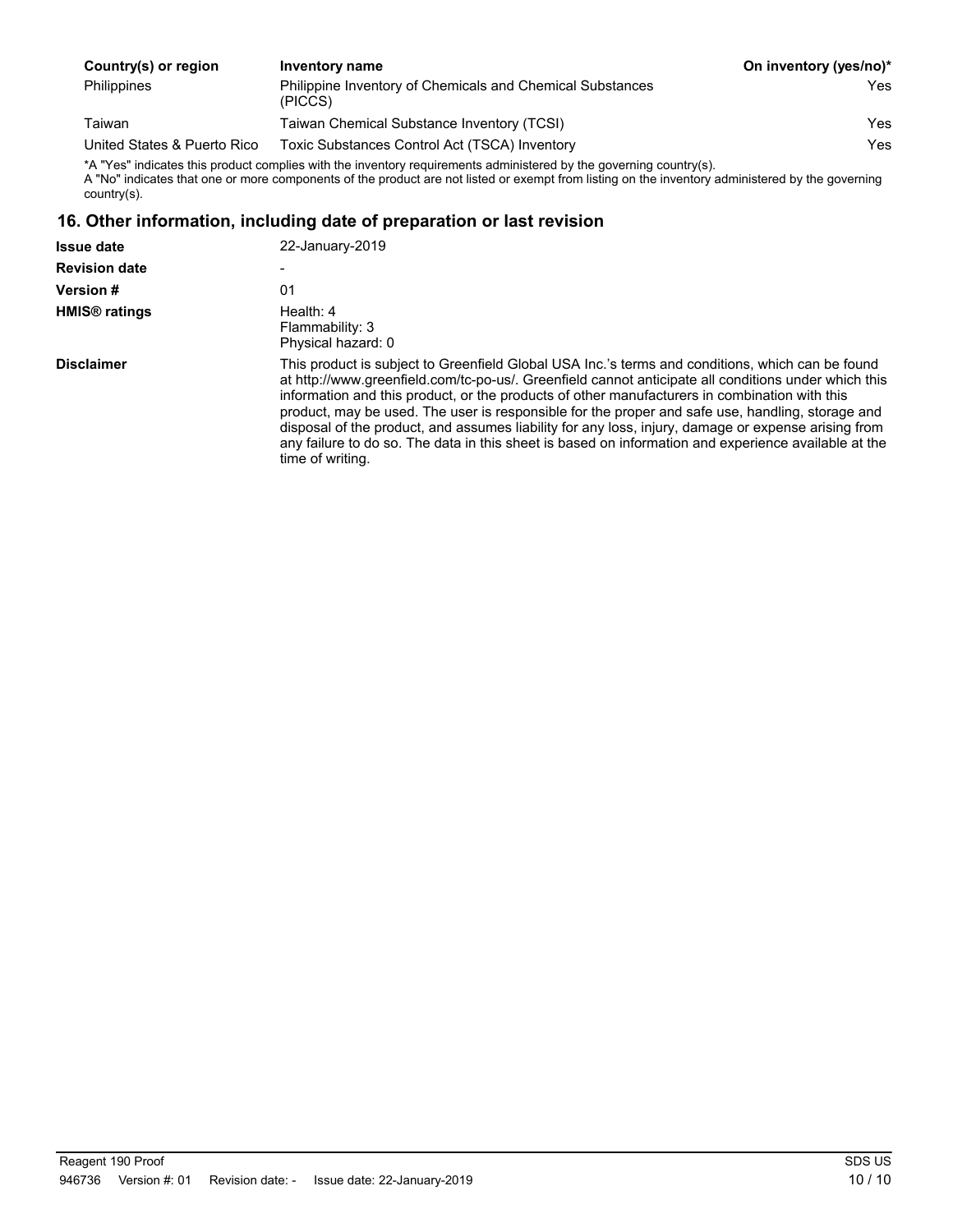| Country(s) or region | Inventory name | On inventory (yes/no)* |
| --- | --- | --- |
| Philippines | Philippine Inventory of Chemicals and Chemical Substances (PICCS) | Yes |
| Taiwan | Taiwan Chemical Substance Inventory (TCSI) | Yes |
| United States & Puerto Rico | Toxic Substances Control Act (TSCA) Inventory | Yes |

*A "Yes" indicates this product complies with the inventory requirements administered by the governing country(s).
A "No" indicates that one or more components of the product are not listed or exempt from listing on the inventory administered by the governing country(s).

## 16. Other information, including date of preparation or last revision

**Issue date** 22-January-2019

**Revision date** -

**Version #** 01

**HMIS® ratings** Health: 4
Flammability: 3
Physical hazard: 0

**Disclaimer** This product is subject to Greenfield Global USA Inc.'s terms and conditions, which can be found at http://www.greenfield.com/tc-po-us/. Greenfield cannot anticipate all conditions under which this information and this product, or the products of other manufacturers in combination with this product, may be used. The user is responsible for the proper and safe use, handling, storage and disposal of the product, and assumes liability for any loss, injury, damage or expense arising from any failure to do so. The data in this sheet is based on information and experience available at the time of writing.